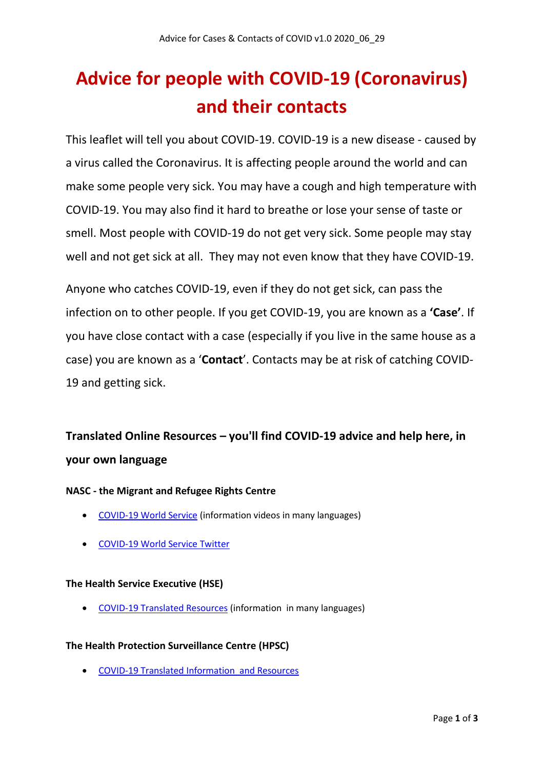# Advice for people with COVID-19 (Coronavirus) and their contacts

This leaflet will tell you about COVID-19. COVID-19 is a new disease - caused by a virus called the Coronavirus. It is affecting people around the world and can make some people very sick. You may have a cough and high temperature with COVID-19. You may also find it hard to breathe or lose your sense of taste or smell. Most people with COVID-19 do not get very sick. Some people may stay well and not get sick at all. They may not even know that they have COVID-19.

Anyone who catches COVID-19, even if they do not get sick, can pass the infection on to other people. If you get COVID-19, you are known as a **'Case'**. If you have close contact with a case (especially if you live in the same house as a case) you are known as a '**Contact**'. Contacts may be at risk of catching COVID-19 and getting sick.

## Translated Online Resources – you'll find COVID-19 advice and help here, in your own language

### NASC - the Migrant and Refugee Rights Centre

- COVID-19 World Service (information videos in many languages)
- COVID-19 World Service Twitter

### The Health Service Executive (HSE)

- COVID-19 Translated Resources (information in many languages)

### The Health Protection Surveillance Centre (HPSC)

- COVID-19 Translated Information and Resources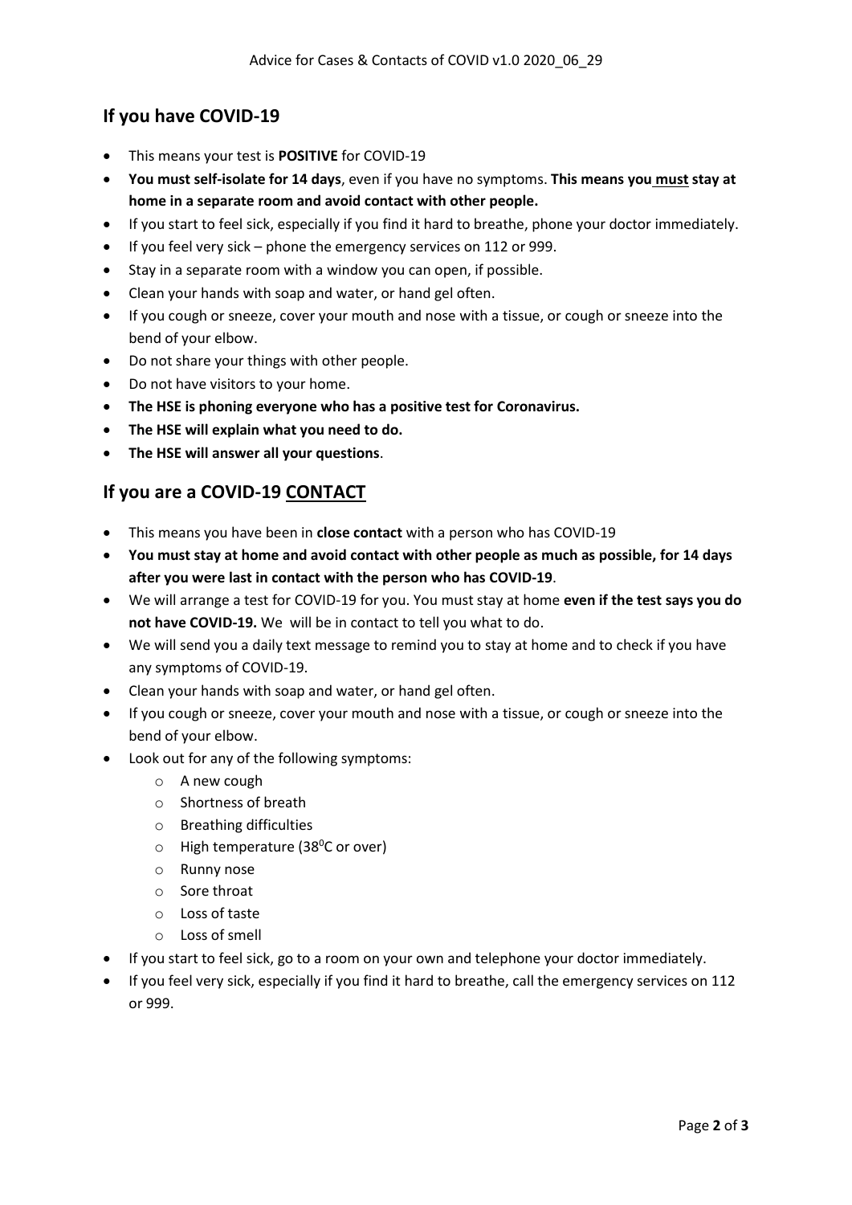## If you have COVID-19

- This means your test is **POSITIVE** for COVID-19
- **You must self-isolate for 14 days**, even if you have no symptoms. **This means you must stay at home in a separate room and avoid contact with other people.**
- If you start to feel sick, especially if you find it hard to breathe, phone your doctor immediately.
- If you feel very sick – phone the emergency services on 112 or 999.
- Stay in a separate room with a window you can open, if possible.
- Clean your hands with soap and water, or hand gel often.
- If you cough or sneeze, cover your mouth and nose with a tissue, or cough or sneeze into the bend of your elbow.
- Do not share your things with other people.
- Do not have visitors to your home.
- **The HSE is phoning everyone who has a positive test for Coronavirus.**
- **The HSE will explain what you need to do.**
- **The HSE will answer all your questions**.

## If you are a COVID-19 CONTACT

- This means you have been in **close contact** with a person who has COVID-19
- **You must stay at home and avoid contact with other people as much as possible, for 14 days after you were last in contact with the person who has COVID-19**.
- We will arrange a test for COVID-19 for you. You must stay at home **even if the test says you do not have COVID-19.** We will be in contact to tell you what to do.
- We will send you a daily text message to remind you to stay at home and to check if you have any symptoms of COVID-19.
- Clean your hands with soap and water, or hand gel often.
- If you cough or sneeze, cover your mouth and nose with a tissue, or cough or sneeze into the bend of your elbow.
- Look out for any of the following symptoms:
  - A new cough
  - Shortness of breath
  - Breathing difficulties
  - High temperature ($38^{0}$C or over)
  - Runny nose
  - Sore throat
  - Loss of taste
  - Loss of smell
- If you start to feel sick, go to a room on your own and telephone your doctor immediately.
- If you feel very sick, especially if you find it hard to breathe, call the emergency services on 112 or 999.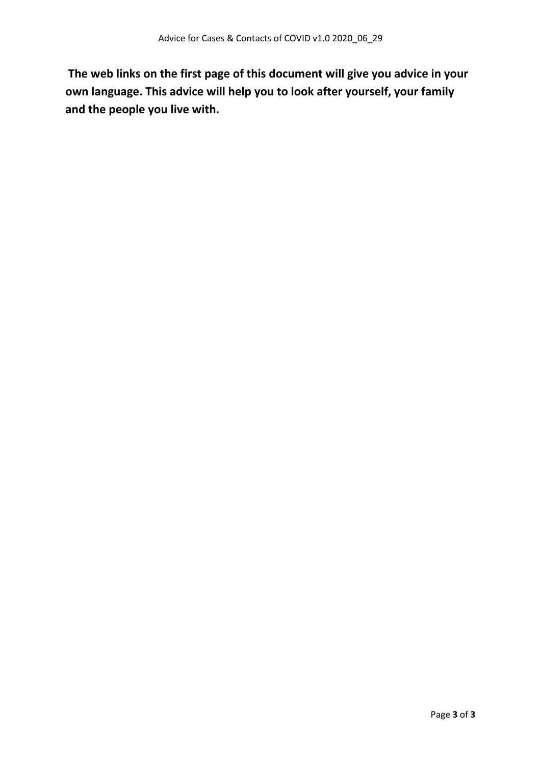**The web links on the first page of this document will give you advice in your own language. This advice will help you to look after yourself, your family and the people you live with.**